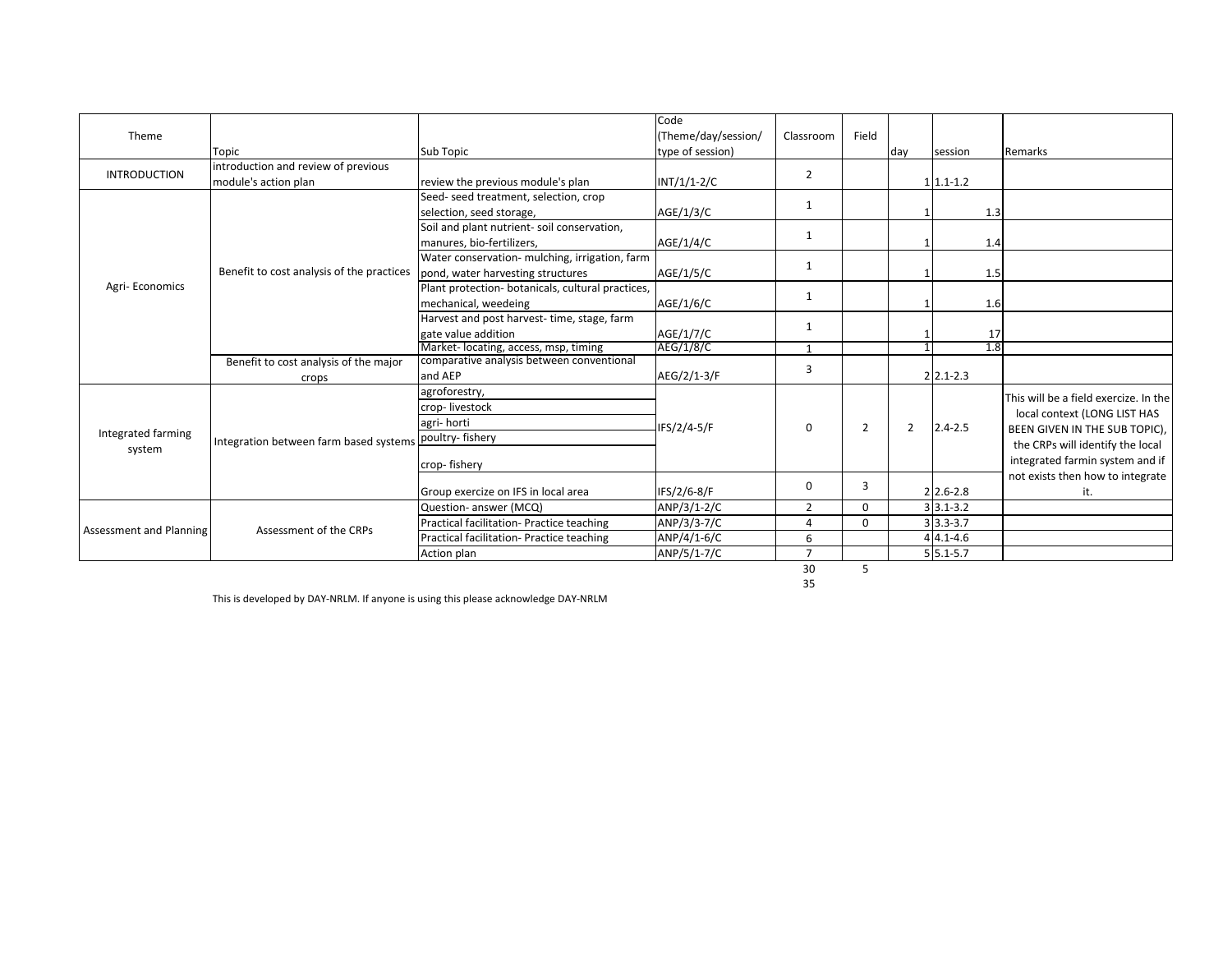| Theme | Topic | Sub Topic | Code (Theme/day/session/ type of session) | Classroom | Field | day | session | Remarks |
|---|---|---|---|---|---|---|---|---|
| INTRODUCTION | introduction and review of previous module's action plan | review the previous module's plan | INT/1/1-2/C | 2 | | 1 | 1.1-1.2 | |
| Agri- Economics | Benefit to cost analysis of the practices | Seed- seed treatment, selection, crop selection, seed storage, | AGE/1/3/C | 1 | | 1 | 1.3 | |
| | | Soil and plant nutrient- soil conservation, manures, bio-fertilizers, | AGE/1/4/C | 1 | | 1 | 1.4 | |
| | | Water conservation- mulching, irrigation, farm pond, water harvesting structures | AGE/1/5/C | 1 | | 1 | 1.5 | |
| | | Plant protection- botanicals, cultural practices, mechanical, weedeing | AGE/1/6/C | 1 | | 1 | 1.6 | |
| | | Harvest and post harvest- time, stage, farm gate value addition | AGE/1/7/C | 1 | | 1 | 17 | |
| | | Market- locating, access, msp, timing | AEG/1/8/C | 1 | | 1 | 1.8 | |
| | Benefit to cost analysis of the major crops | comparative analysis between conventional and AEP | AEG/2/1-3/F | 3 | | 2 | 2.1-2.3 | |
| Integrated farming system | Integration between farm based systems | agroforestry, crop- livestock, agri- horti, poultry- fishery, crop- fishery | IFS/2/4-5/F | 0 | 2 | 2 | 2.4-2.5 | This will be a field exercize. In the local context (LONG LIST HAS BEEN GIVEN IN THE SUB TOPIC), the CRPs will identify the local integrated farmin system and if not exists then how to integrate it. |
| | | Group exercize on IFS in local area | IFS/2/6-8/F | 0 | 3 | 2 | 2.6-2.8 | |
| Assessment and Planning | Assessment of the CRPs | Question- answer (MCQ) | ANP/3/1-2/C | 2 | 0 | 3 | 3.1-3.2 | |
| | | Practical facilitation- Practice teaching | ANP/3/3-7/C | 4 | 0 | 3 | 3.3-3.7 | |
| | | Practical facilitation- Practice teaching | ANP/4/1-6/C | 6 | | 4 | 4.1-4.6 | |
| | | Action plan | ANP/5/1-7/C | 7 | | 5 | 5.1-5.7 | |
| | | | | 30 | 5 | | | |
| | | | | 35 | | | | |

This is developed by DAY-NRLM. If anyone is using this please acknowledge DAY-NRLM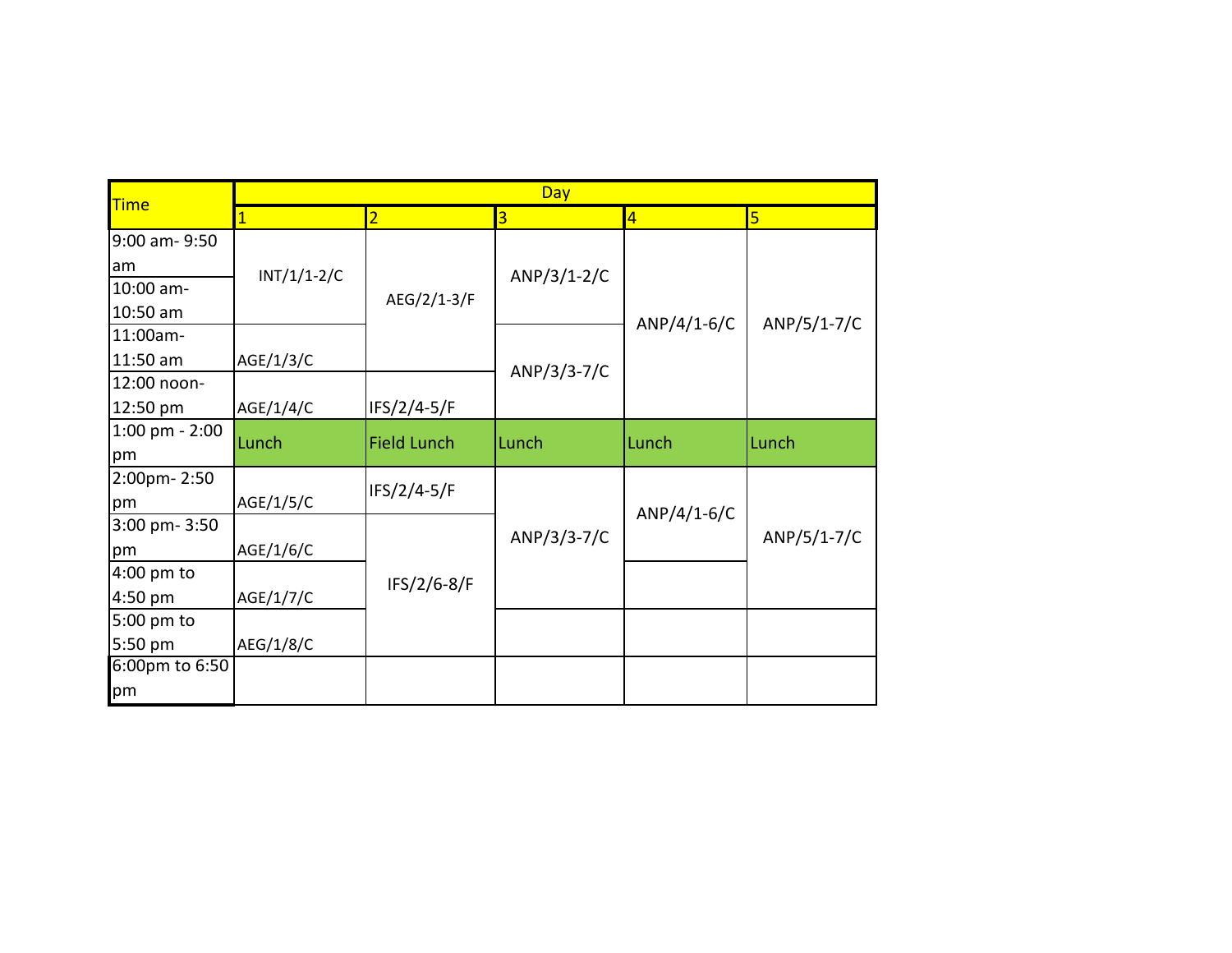| Time | Day | | | | |
|---|---|---|---|---|---|
| | 1 | 2 | 3 | 4 | 5 |
| 9:00 am- 9:50 am | INT/1/1-2/C | AEG/2/1-3/F | ANP/3/1-2/C | ANP/4/1-6/C | ANP/5/1-7/C |
| 10:00 am- 10:50 am | | | | | |
| 11:00am- 11:50 am | AGE/1/3/C | | ANP/3/3-7/C | | |
| 12:00 noon- 12:50 pm | AGE/1/4/C | IFS/2/4-5/F | | | |
| 1:00 pm - 2:00 pm | Lunch | Field Lunch | Lunch | Lunch | Lunch |
| 2:00pm- 2:50 pm | AGE/1/5/C | IFS/2/4-5/F | ANP/3/3-7/C | ANP/4/1-6/C | ANP/5/1-7/C |
| 3:00 pm- 3:50 pm | AGE/1/6/C | IFS/2/6-8/F | | | |
| 4:00 pm to 4:50 pm | AGE/1/7/C | | | | |
| 5:00 pm to 5:50 pm | AEG/1/8/C | | | | |
| 6:00pm to 6:50 pm | | | | | |